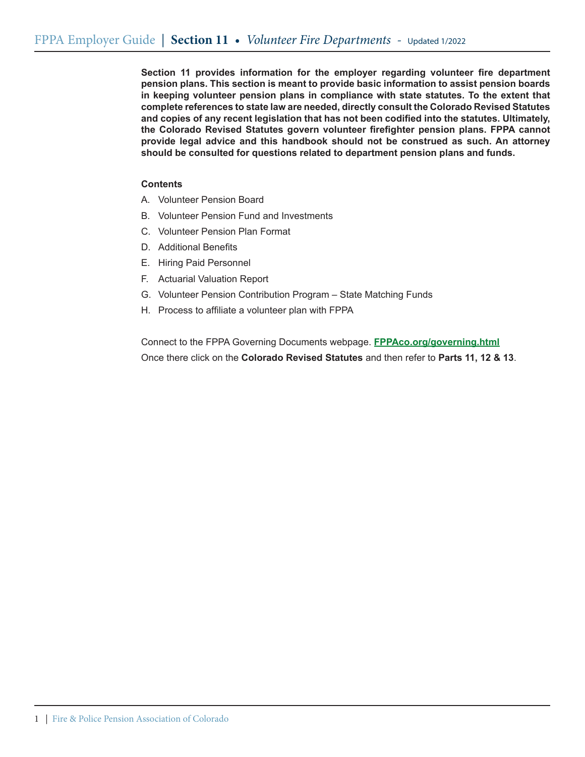**Section 11 provides information for the employer regarding volunteer fire department pension plans. This section is meant to provide basic information to assist pension boards in keeping volunteer pension plans in compliance with state statutes. To the extent that complete references to state law are needed, directly consult the Colorado Revised Statutes and copies of any recent legislation that has not been codified into the statutes. Ultimately, the Colorado Revised Statutes govern volunteer firefighter pension plans. FPPA cannot provide legal advice and this handbook should not be construed as such. An attorney should be consulted for questions related to department pension plans and funds.**

**Contents**

A. Volunteer Pension Board
B. Volunteer Pension Fund and Investments
C. Volunteer Pension Plan Format
D. Additional Benefits
E. Hiring Paid Personnel
F. Actuarial Valuation Report
G. Volunteer Pension Contribution Program – State Matching Funds
H. Process to affiliate a volunteer plan with FPPA

Connect to the FPPA Governing Documents webpage. **FPPAco.org/governing.html**

Once there click on the **Colorado Revised Statutes** and then refer to **Parts 11, 12 & 13**.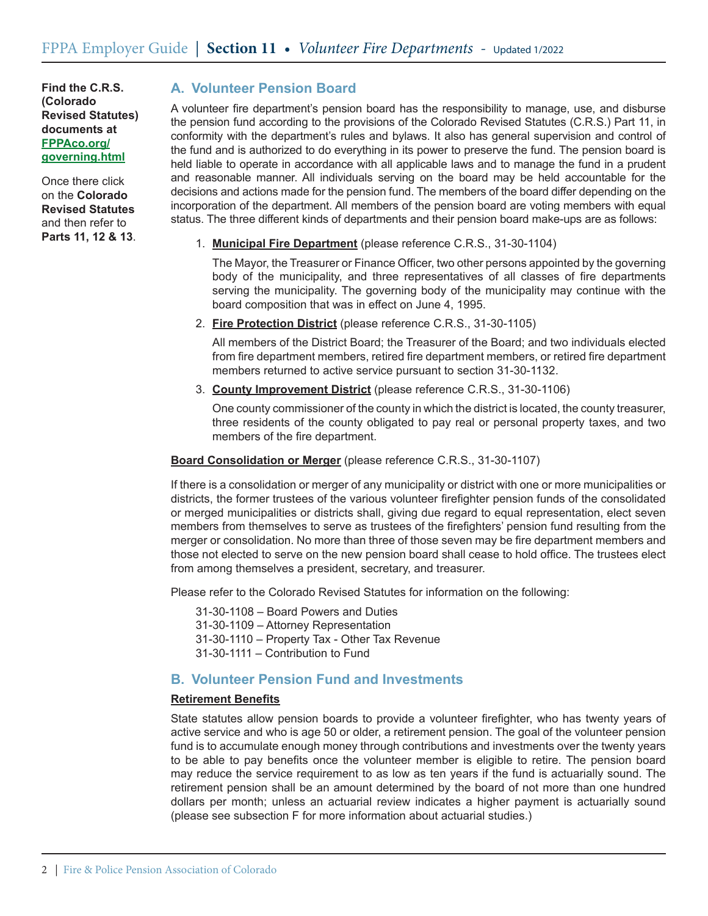**Find the C.R.S. (Colorado Revised Statutes) documents at [FPPAco.org/governing.html](FPPAco.org/governing.html)**

Once there click on the **Colorado Revised Statutes** and then refer to **Parts 11, 12 & 13**.

## A. Volunteer Pension Board

A volunteer fire department's pension board has the responsibility to manage, use, and disburse the pension fund according to the provisions of the Colorado Revised Statutes (C.R.S.) Part 11, in conformity with the department's rules and bylaws. It also has general supervision and control of the fund and is authorized to do everything in its power to preserve the fund. The pension board is held liable to operate in accordance with all applicable laws and to manage the fund in a prudent and reasonable manner. All individuals serving on the board may be held accountable for the decisions and actions made for the pension fund. The members of the board differ depending on the incorporation of the department. All members of the pension board are voting members with equal status. The three different kinds of departments and their pension board make-ups are as follows:

1. **Municipal Fire Department** (please reference C.R.S., 31-30-1104)

   The Mayor, the Treasurer or Finance Officer, two other persons appointed by the governing body of the municipality, and three representatives of all classes of fire departments serving the municipality. The governing body of the municipality may continue with the board composition that was in effect on June 4, 1995.

2. **Fire Protection District** (please reference C.R.S., 31-30-1105)

   All members of the District Board; the Treasurer of the Board; and two individuals elected from fire department members, retired fire department members, or retired fire department members returned to active service pursuant to section 31-30-1132.

3. **County Improvement District** (please reference C.R.S., 31-30-1106)

   One county commissioner of the county in which the district is located, the county treasurer, three residents of the county obligated to pay real or personal property taxes, and two members of the fire department.

**Board Consolidation or Merger** (please reference C.R.S., 31-30-1107)

If there is a consolidation or merger of any municipality or district with one or more municipalities or districts, the former trustees of the various volunteer firefighter pension funds of the consolidated or merged municipalities or districts shall, giving due regard to equal representation, elect seven members from themselves to serve as trustees of the firefighters' pension fund resulting from the merger or consolidation. No more than three of those seven may be fire department members and those not elected to serve on the new pension board shall cease to hold office. The trustees elect from among themselves a president, secretary, and treasurer.

Please refer to the Colorado Revised Statutes for information on the following:

31-30-1108 – Board Powers and Duties
31-30-1109 – Attorney Representation
31-30-1110 – Property Tax - Other Tax Revenue
31-30-1111 – Contribution to Fund

## B. Volunteer Pension Fund and Investments

**Retirement Benefits**

State statutes allow pension boards to provide a volunteer firefighter, who has twenty years of active service and who is age 50 or older, a retirement pension. The goal of the volunteer pension fund is to accumulate enough money through contributions and investments over the twenty years to be able to pay benefits once the volunteer member is eligible to retire. The pension board may reduce the service requirement to as low as ten years if the fund is actuarially sound. The retirement pension shall be an amount determined by the board of not more than one hundred dollars per month; unless an actuarial review indicates a higher payment is actuarially sound (please see subsection F for more information about actuarial studies.)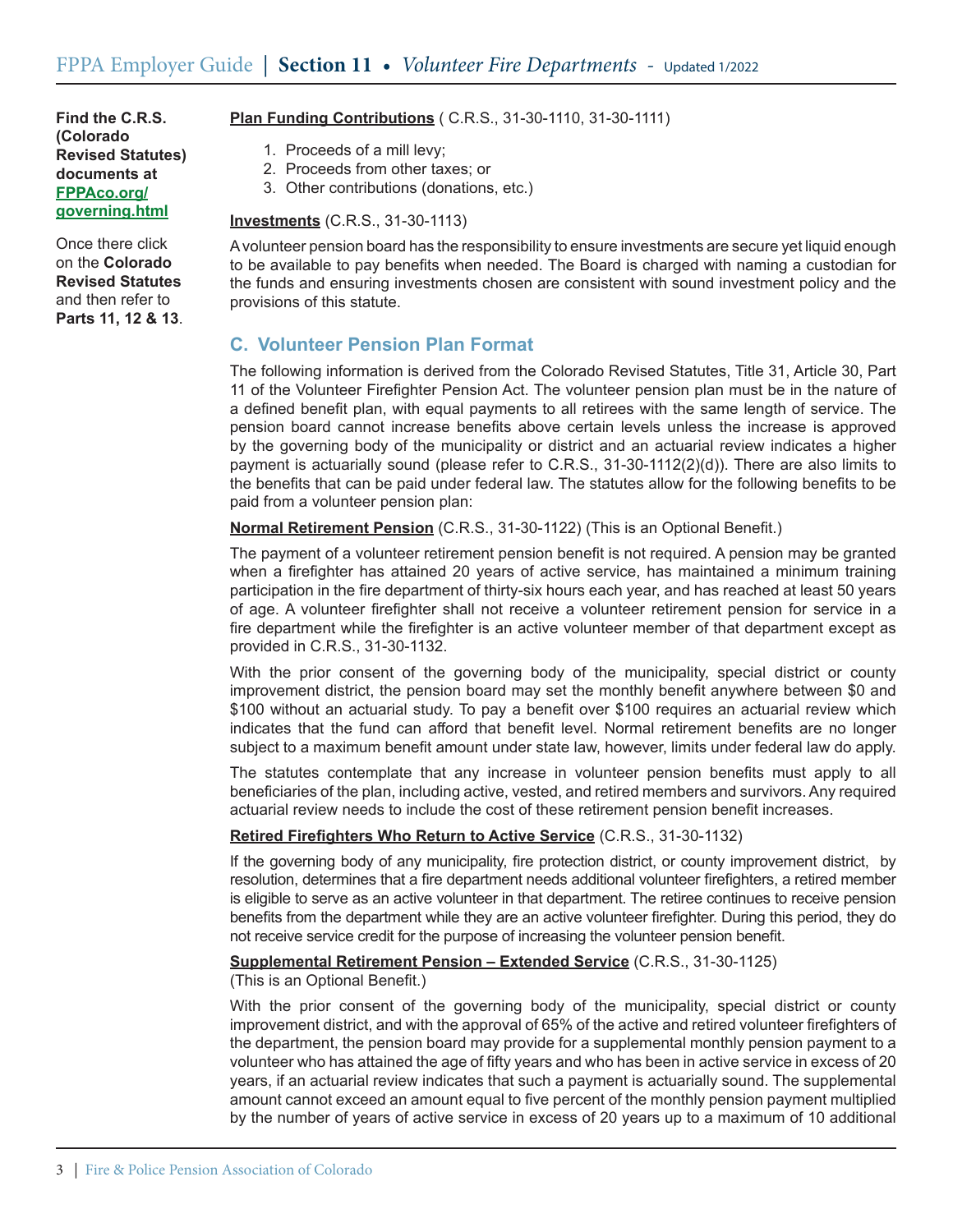**Find the C.R.S. (Colorado Revised Statutes) documents at [FPPAco.org/governing.html](FPPAco.org/governing.html)**

Once there click on the **Colorado Revised Statutes** and then refer to **Parts 11, 12 & 13**.

**Plan Funding Contributions** ( C.R.S., 31-30-1110, 31-30-1111)

1. Proceeds of a mill levy;
2. Proceeds from other taxes; or
3. Other contributions (donations, etc.)

**Investments** (C.R.S., 31-30-1113)

A volunteer pension board has the responsibility to ensure investments are secure yet liquid enough to be available to pay benefits when needed. The Board is charged with naming a custodian for the funds and ensuring investments chosen are consistent with sound investment policy and the provisions of this statute.

## C. Volunteer Pension Plan Format

The following information is derived from the Colorado Revised Statutes, Title 31, Article 30, Part 11 of the Volunteer Firefighter Pension Act. The volunteer pension plan must be in the nature of a defined benefit plan, with equal payments to all retirees with the same length of service. The pension board cannot increase benefits above certain levels unless the increase is approved by the governing body of the municipality or district and an actuarial review indicates a higher payment is actuarially sound (please refer to C.R.S., 31-30-1112(2)(d)). There are also limits to the benefits that can be paid under federal law. The statutes allow for the following benefits to be paid from a volunteer pension plan:

**Normal Retirement Pension** (C.R.S., 31-30-1122) (This is an Optional Benefit.)

The payment of a volunteer retirement pension benefit is not required. A pension may be granted when a firefighter has attained 20 years of active service, has maintained a minimum training participation in the fire department of thirty-six hours each year, and has reached at least 50 years of age. A volunteer firefighter shall not receive a volunteer retirement pension for service in a fire department while the firefighter is an active volunteer member of that department except as provided in C.R.S., 31-30-1132.

With the prior consent of the governing body of the municipality, special district or county improvement district, the pension board may set the monthly benefit anywhere between $0 and $100 without an actuarial study. To pay a benefit over $100 requires an actuarial review which indicates that the fund can afford that benefit level. Normal retirement benefits are no longer subject to a maximum benefit amount under state law, however, limits under federal law do apply.

The statutes contemplate that any increase in volunteer pension benefits must apply to all beneficiaries of the plan, including active, vested, and retired members and survivors. Any required actuarial review needs to include the cost of these retirement pension benefit increases.

**Retired Firefighters Who Return to Active Service** (C.R.S., 31-30-1132)

If the governing body of any municipality, fire protection district, or county improvement district, by resolution, determines that a fire department needs additional volunteer firefighters, a retired member is eligible to serve as an active volunteer in that department. The retiree continues to receive pension benefits from the department while they are an active volunteer firefighter. During this period, they do not receive service credit for the purpose of increasing the volunteer pension benefit.

**Supplemental Retirement Pension – Extended Service** (C.R.S., 31-30-1125) (This is an Optional Benefit.)

With the prior consent of the governing body of the municipality, special district or county improvement district, and with the approval of 65% of the active and retired volunteer firefighters of the department, the pension board may provide for a supplemental monthly pension payment to a volunteer who has attained the age of fifty years and who has been in active service in excess of 20 years, if an actuarial review indicates that such a payment is actuarially sound. The supplemental amount cannot exceed an amount equal to five percent of the monthly pension payment multiplied by the number of years of active service in excess of 20 years up to a maximum of 10 additional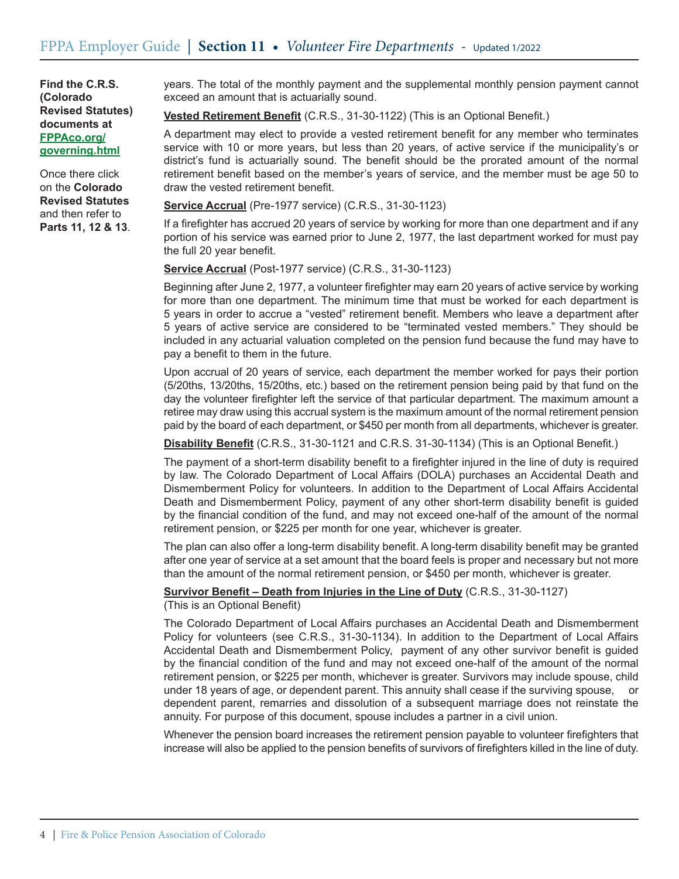**Find the C.R.S. (Colorado Revised Statutes) documents at FPPAco.org/governing.html**

Once there click on the **Colorado Revised Statutes** and then refer to **Parts 11, 12 & 13**.

years. The total of the monthly payment and the supplemental monthly pension payment cannot exceed an amount that is actuarially sound.

**Vested Retirement Benefit** (C.R.S., 31-30-1122) (This is an Optional Benefit.)

A department may elect to provide a vested retirement benefit for any member who terminates service with 10 or more years, but less than 20 years, of active service if the municipality's or district's fund is actuarially sound. The benefit should be the prorated amount of the normal retirement benefit based on the member's years of service, and the member must be age 50 to draw the vested retirement benefit.

**Service Accrual** (Pre-1977 service) (C.R.S., 31-30-1123)

If a firefighter has accrued 20 years of service by working for more than one department and if any portion of his service was earned prior to June 2, 1977, the last department worked for must pay the full 20 year benefit.

**Service Accrual** (Post-1977 service) (C.R.S., 31-30-1123)

Beginning after June 2, 1977, a volunteer firefighter may earn 20 years of active service by working for more than one department. The minimum time that must be worked for each department is 5 years in order to accrue a "vested" retirement benefit. Members who leave a department after 5 years of active service are considered to be "terminated vested members." They should be included in any actuarial valuation completed on the pension fund because the fund may have to pay a benefit to them in the future.

Upon accrual of 20 years of service, each department the member worked for pays their portion (5/20ths, 13/20ths, 15/20ths, etc.) based on the retirement pension being paid by that fund on the day the volunteer firefighter left the service of that particular department. The maximum amount a retiree may draw using this accrual system is the maximum amount of the normal retirement pension paid by the board of each department, or $450 per month from all departments, whichever is greater.

**Disability Benefit** (C.R.S., 31-30-1121 and C.R.S. 31-30-1134) (This is an Optional Benefit.)

The payment of a short-term disability benefit to a firefighter injured in the line of duty is required by law. The Colorado Department of Local Affairs (DOLA) purchases an Accidental Death and Dismemberment Policy for volunteers. In addition to the Department of Local Affairs Accidental Death and Dismemberment Policy, payment of any other short-term disability benefit is guided by the financial condition of the fund, and may not exceed one-half of the amount of the normal retirement pension, or $225 per month for one year, whichever is greater.

The plan can also offer a long-term disability benefit. A long-term disability benefit may be granted after one year of service at a set amount that the board feels is proper and necessary but not more than the amount of the normal retirement pension, or $450 per month, whichever is greater.

**Survivor Benefit – Death from Injuries in the Line of Duty** (C.R.S., 31-30-1127) (This is an Optional Benefit)

The Colorado Department of Local Affairs purchases an Accidental Death and Dismemberment Policy for volunteers (see C.R.S., 31-30-1134). In addition to the Department of Local Affairs Accidental Death and Dismemberment Policy, payment of any other survivor benefit is guided by the financial condition of the fund and may not exceed one-half of the amount of the normal retirement pension, or $225 per month, whichever is greater. Survivors may include spouse, child under 18 years of age, or dependent parent. This annuity shall cease if the surviving spouse, or dependent parent, remarries and dissolution of a subsequent marriage does not reinstate the annuity. For purpose of this document, spouse includes a partner in a civil union.

Whenever the pension board increases the retirement pension payable to volunteer firefighters that increase will also be applied to the pension benefits of survivors of firefighters killed in the line of duty.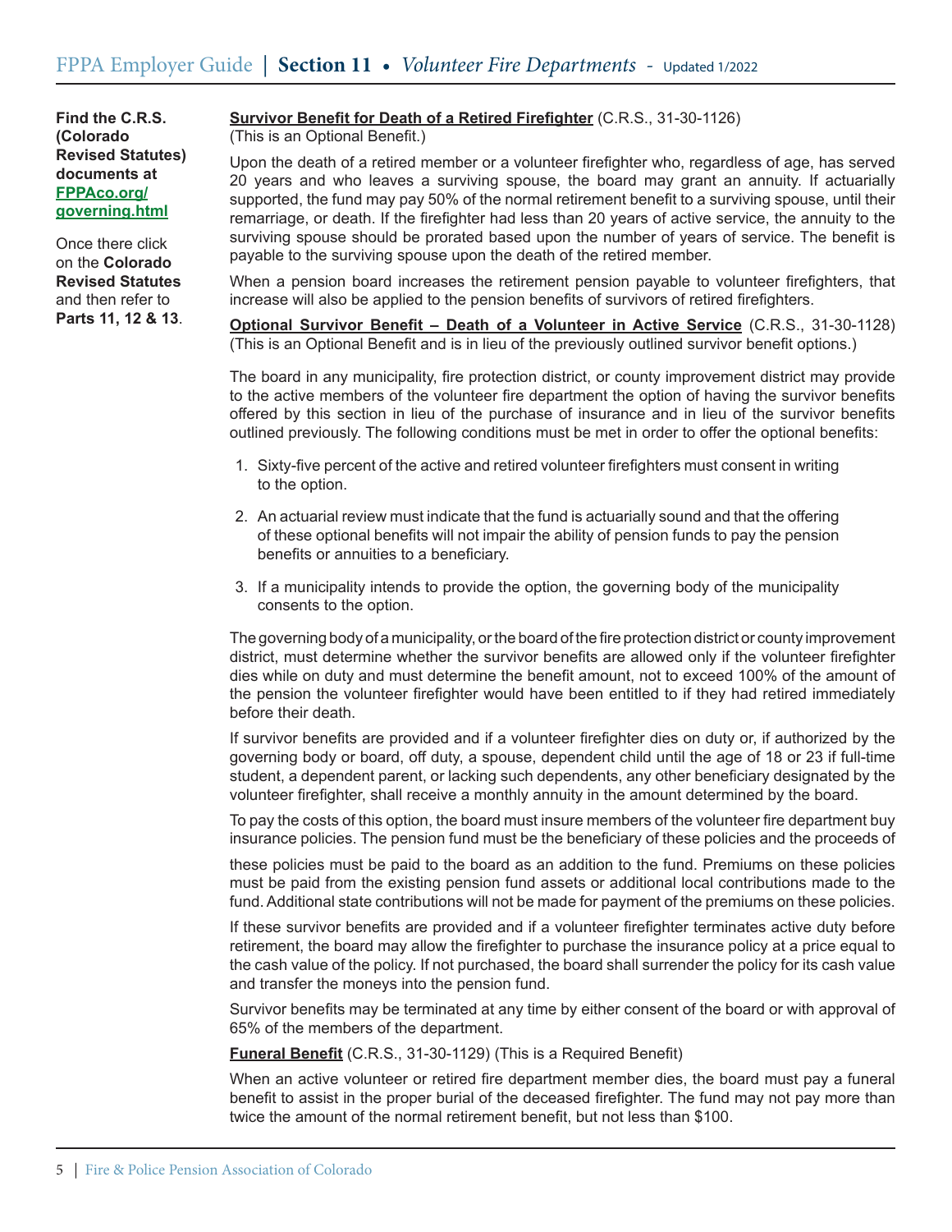**Find the C.R.S. (Colorado Revised Statutes) documents at [FPPAco.org/governing.html](FPPAco.org/governing.html)**

Once there click on the **Colorado Revised Statutes** and then refer to **Parts 11, 12 & 13**.

**Survivor Benefit for Death of a Retired Firefighter** (C.R.S., 31-30-1126)
(This is an Optional Benefit.)

Upon the death of a retired member or a volunteer firefighter who, regardless of age, has served 20 years and who leaves a surviving spouse, the board may grant an annuity. If actuarially supported, the fund may pay 50% of the normal retirement benefit to a surviving spouse, until their remarriage, or death. If the firefighter had less than 20 years of active service, the annuity to the surviving spouse should be prorated based upon the number of years of service. The benefit is payable to the surviving spouse upon the death of the retired member.

When a pension board increases the retirement pension payable to volunteer firefighters, that increase will also be applied to the pension benefits of survivors of retired firefighters.

**Optional Survivor Benefit – Death of a Volunteer in Active Service** (C.R.S., 31-30-1128)
(This is an Optional Benefit and is in lieu of the previously outlined survivor benefit options.)

The board in any municipality, fire protection district, or county improvement district may provide to the active members of the volunteer fire department the option of having the survivor benefits offered by this section in lieu of the purchase of insurance and in lieu of the survivor benefits outlined previously. The following conditions must be met in order to offer the optional benefits:

1. Sixty-five percent of the active and retired volunteer firefighters must consent in writing to the option.
2. An actuarial review must indicate that the fund is actuarially sound and that the offering of these optional benefits will not impair the ability of pension funds to pay the pension benefits or annuities to a beneficiary.
3. If a municipality intends to provide the option, the governing body of the municipality consents to the option.

The governing body of a municipality, or the board of the fire protection district or county improvement district, must determine whether the survivor benefits are allowed only if the volunteer firefighter dies while on duty and must determine the benefit amount, not to exceed 100% of the amount of the pension the volunteer firefighter would have been entitled to if they had retired immediately before their death.

If survivor benefits are provided and if a volunteer firefighter dies on duty or, if authorized by the governing body or board, off duty, a spouse, dependent child until the age of 18 or 23 if full-time student, a dependent parent, or lacking such dependents, any other beneficiary designated by the volunteer firefighter, shall receive a monthly annuity in the amount determined by the board.

To pay the costs of this option, the board must insure members of the volunteer fire department buy insurance policies. The pension fund must be the beneficiary of these policies and the proceeds of these policies must be paid to the board as an addition to the fund. Premiums on these policies must be paid from the existing pension fund assets or additional local contributions made to the fund. Additional state contributions will not be made for payment of the premiums on these policies.

If these survivor benefits are provided and if a volunteer firefighter terminates active duty before retirement, the board may allow the firefighter to purchase the insurance policy at a price equal to the cash value of the policy. If not purchased, the board shall surrender the policy for its cash value and transfer the moneys into the pension fund.

Survivor benefits may be terminated at any time by either consent of the board or with approval of 65% of the members of the department.

**Funeral Benefit** (C.R.S., 31-30-1129) (This is a Required Benefit)

When an active volunteer or retired fire department member dies, the board must pay a funeral benefit to assist in the proper burial of the deceased firefighter. The fund may not pay more than twice the amount of the normal retirement benefit, but not less than $100.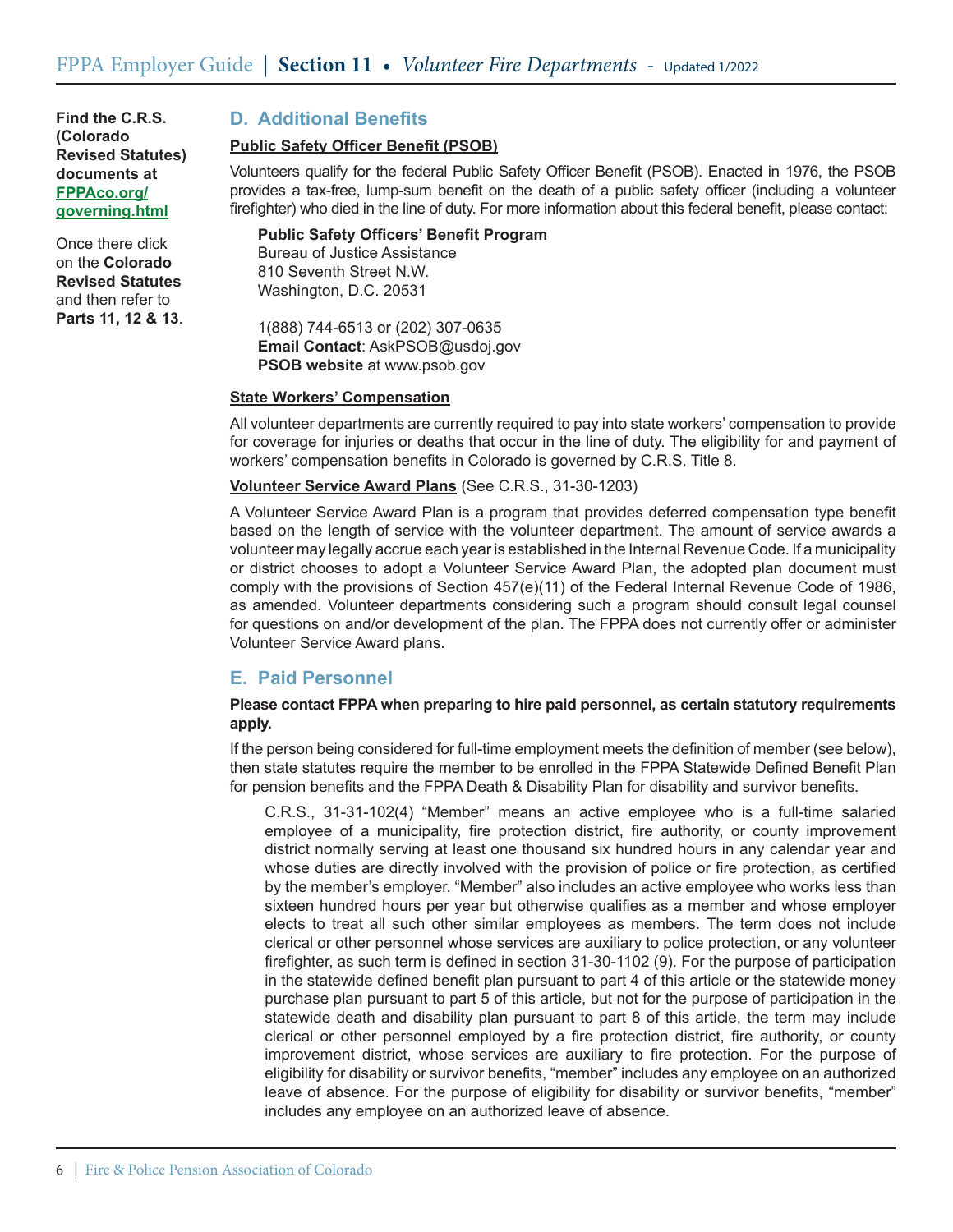**Find the C.R.S. (Colorado Revised Statutes) documents at FPPAco.org/governing.html**

Once there click on the **Colorado Revised Statutes** and then refer to **Parts 11, 12 & 13**.

## D. Additional Benefits

**Public Safety Officer Benefit (PSOB)**

Volunteers qualify for the federal Public Safety Officer Benefit (PSOB). Enacted in 1976, the PSOB provides a tax-free, lump-sum benefit on the death of a public safety officer (including a volunteer firefighter) who died in the line of duty. For more information about this federal benefit, please contact:

**Public Safety Officers' Benefit Program**
Bureau of Justice Assistance
810 Seventh Street N.W.
Washington, D.C. 20531

1(888) 744-6513 or (202) 307-0635
**Email Contact**: AskPSOB@usdoj.gov
**PSOB website** at www.psob.gov

**State Workers' Compensation**

All volunteer departments are currently required to pay into state workers' compensation to provide for coverage for injuries or deaths that occur in the line of duty. The eligibility for and payment of workers' compensation benefits in Colorado is governed by C.R.S. Title 8.

**Volunteer Service Award Plans** (See C.R.S., 31-30-1203)

A Volunteer Service Award Plan is a program that provides deferred compensation type benefit based on the length of service with the volunteer department. The amount of service awards a volunteer may legally accrue each year is established in the Internal Revenue Code. If a municipality or district chooses to adopt a Volunteer Service Award Plan, the adopted plan document must comply with the provisions of Section 457(e)(11) of the Federal Internal Revenue Code of 1986, as amended. Volunteer departments considering such a program should consult legal counsel for questions on and/or development of the plan. The FPPA does not currently offer or administer Volunteer Service Award plans.

## E. Paid Personnel

**Please contact FPPA when preparing to hire paid personnel, as certain statutory requirements apply.**

If the person being considered for full-time employment meets the definition of member (see below), then state statutes require the member to be enrolled in the FPPA Statewide Defined Benefit Plan for pension benefits and the FPPA Death & Disability Plan for disability and survivor benefits.

> C.R.S., 31-31-102(4) "Member" means an active employee who is a full-time salaried employee of a municipality, fire protection district, fire authority, or county improvement district normally serving at least one thousand six hundred hours in any calendar year and whose duties are directly involved with the provision of police or fire protection, as certified by the member's employer. "Member" also includes an active employee who works less than sixteen hundred hours per year but otherwise qualifies as a member and whose employer elects to treat all such other similar employees as members. The term does not include clerical or other personnel whose services are auxiliary to police protection, or any volunteer firefighter, as such term is defined in section 31-30-1102 (9). For the purpose of participation in the statewide defined benefit plan pursuant to part 4 of this article or the statewide money purchase plan pursuant to part 5 of this article, but not for the purpose of participation in the statewide death and disability plan pursuant to part 8 of this article, the term may include clerical or other personnel employed by a fire protection district, fire authority, or county improvement district, whose services are auxiliary to fire protection. For the purpose of eligibility for disability or survivor benefits, "member" includes any employee on an authorized leave of absence. For the purpose of eligibility for disability or survivor benefits, "member" includes any employee on an authorized leave of absence.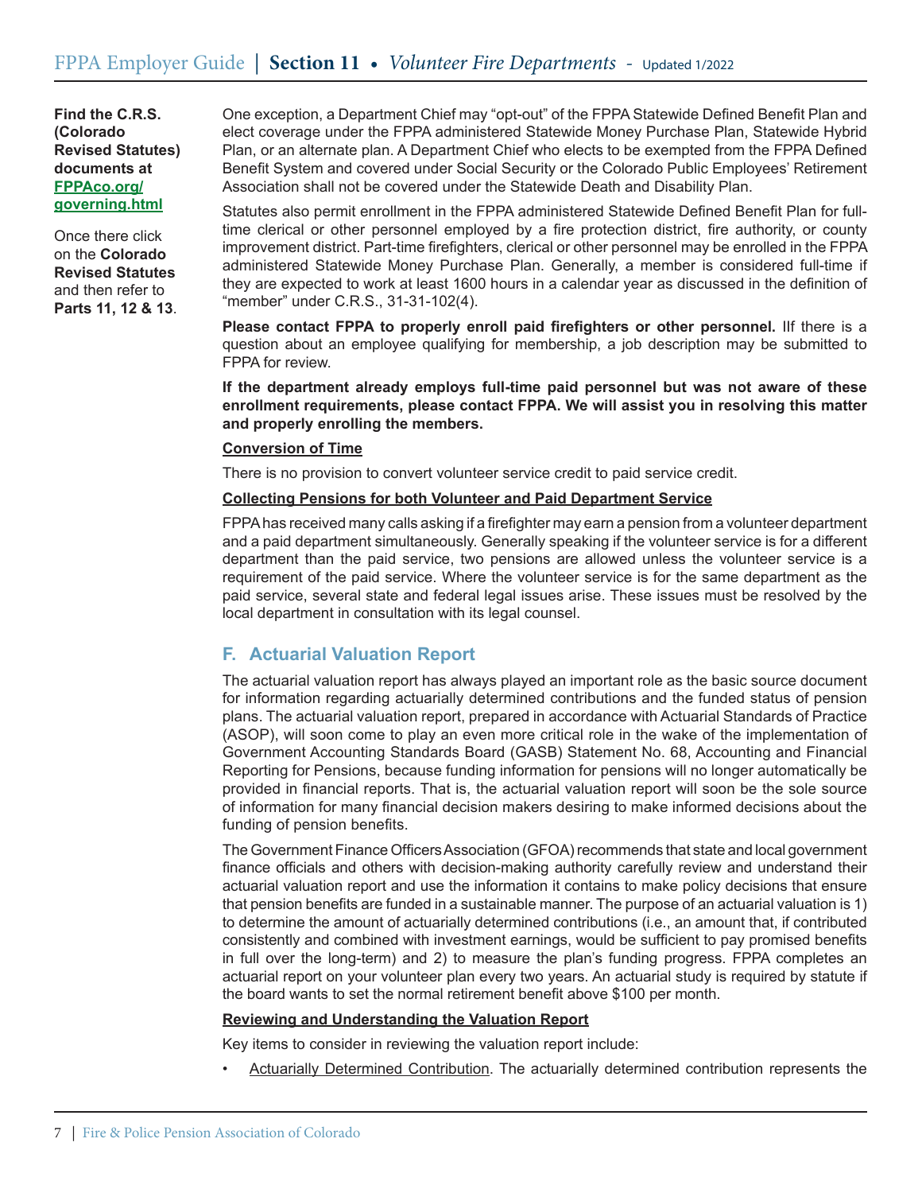**Find the C.R.S. (Colorado Revised Statutes) documents at [FPPAco.org/governing.html](FPPAco.org/governing.html)**

Once there click on the **Colorado Revised Statutes** and then refer to **Parts 11, 12 & 13**.

One exception, a Department Chief may "opt-out" of the FPPA Statewide Defined Benefit Plan and elect coverage under the FPPA administered Statewide Money Purchase Plan, Statewide Hybrid Plan, or an alternate plan. A Department Chief who elects to be exempted from the FPPA Defined Benefit System and covered under Social Security or the Colorado Public Employees' Retirement Association shall not be covered under the Statewide Death and Disability Plan.

Statutes also permit enrollment in the FPPA administered Statewide Defined Benefit Plan for full-time clerical or other personnel employed by a fire protection district, fire authority, or county improvement district. Part-time firefighters, clerical or other personnel may be enrolled in the FPPA administered Statewide Money Purchase Plan. Generally, a member is considered full-time if they are expected to work at least 1600 hours in a calendar year as discussed in the definition of "member" under C.R.S., 31-31-102(4).

**Please contact FPPA to properly enroll paid firefighters or other personnel.** IIf there is a question about an employee qualifying for membership, a job description may be submitted to FPPA for review.

**If the department already employs full-time paid personnel but was not aware of these enrollment requirements, please contact FPPA. We will assist you in resolving this matter and properly enrolling the members.**

**Conversion of Time**

There is no provision to convert volunteer service credit to paid service credit.

**Collecting Pensions for both Volunteer and Paid Department Service**

FPPA has received many calls asking if a firefighter may earn a pension from a volunteer department and a paid department simultaneously. Generally speaking if the volunteer service is for a different department than the paid service, two pensions are allowed unless the volunteer service is a requirement of the paid service. Where the volunteer service is for the same department as the paid service, several state and federal legal issues arise. These issues must be resolved by the local department in consultation with its legal counsel.

## F. Actuarial Valuation Report

The actuarial valuation report has always played an important role as the basic source document for information regarding actuarially determined contributions and the funded status of pension plans. The actuarial valuation report, prepared in accordance with Actuarial Standards of Practice (ASOP), will soon come to play an even more critical role in the wake of the implementation of Government Accounting Standards Board (GASB) Statement No. 68, Accounting and Financial Reporting for Pensions, because funding information for pensions will no longer automatically be provided in financial reports. That is, the actuarial valuation report will soon be the sole source of information for many financial decision makers desiring to make informed decisions about the funding of pension benefits.

The Government Finance Officers Association (GFOA) recommends that state and local government finance officials and others with decision-making authority carefully review and understand their actuarial valuation report and use the information it contains to make policy decisions that ensure that pension benefits are funded in a sustainable manner. The purpose of an actuarial valuation is 1) to determine the amount of actuarially determined contributions (i.e., an amount that, if contributed consistently and combined with investment earnings, would be sufficient to pay promised benefits in full over the long-term) and 2) to measure the plan's funding progress. FPPA completes an actuarial report on your volunteer plan every two years. An actuarial study is required by statute if the board wants to set the normal retirement benefit above $100 per month.

**Reviewing and Understanding the Valuation Report**

Key items to consider in reviewing the valuation report include:

- Actuarially Determined Contribution. The actuarially determined contribution represents the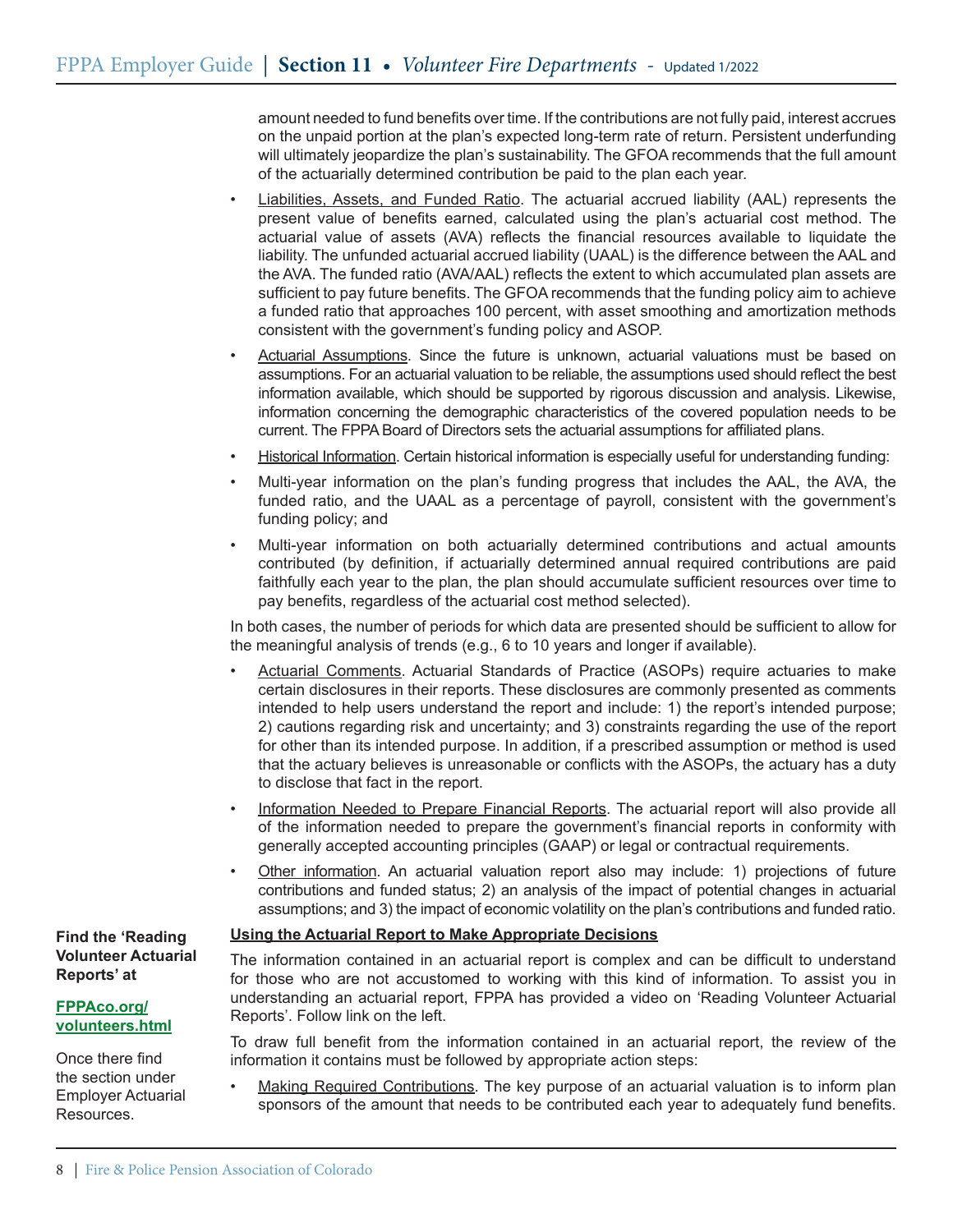amount needed to fund benefits over time. If the contributions are not fully paid, interest accrues on the unpaid portion at the plan's expected long-term rate of return. Persistent underfunding will ultimately jeopardize the plan's sustainability. The GFOA recommends that the full amount of the actuarially determined contribution be paid to the plan each year.

- Liabilities, Assets, and Funded Ratio. The actuarial accrued liability (AAL) represents the present value of benefits earned, calculated using the plan's actuarial cost method. The actuarial value of assets (AVA) reflects the financial resources available to liquidate the liability. The unfunded actuarial accrued liability (UAAL) is the difference between the AAL and the AVA. The funded ratio (AVA/AAL) reflects the extent to which accumulated plan assets are sufficient to pay future benefits. The GFOA recommends that the funding policy aim to achieve a funded ratio that approaches 100 percent, with asset smoothing and amortization methods consistent with the government's funding policy and ASOP.
- Actuarial Assumptions. Since the future is unknown, actuarial valuations must be based on assumptions. For an actuarial valuation to be reliable, the assumptions used should reflect the best information available, which should be supported by rigorous discussion and analysis. Likewise, information concerning the demographic characteristics of the covered population needs to be current. The FPPA Board of Directors sets the actuarial assumptions for affiliated plans.
- Historical Information. Certain historical information is especially useful for understanding funding:
- Multi-year information on the plan's funding progress that includes the AAL, the AVA, the funded ratio, and the UAAL as a percentage of payroll, consistent with the government's funding policy; and
- Multi-year information on both actuarially determined contributions and actual amounts contributed (by definition, if actuarially determined annual required contributions are paid faithfully each year to the plan, the plan should accumulate sufficient resources over time to pay benefits, regardless of the actuarial cost method selected).

In both cases, the number of periods for which data are presented should be sufficient to allow for the meaningful analysis of trends (e.g., 6 to 10 years and longer if available).

- Actuarial Comments. Actuarial Standards of Practice (ASOPs) require actuaries to make certain disclosures in their reports. These disclosures are commonly presented as comments intended to help users understand the report and include: 1) the report's intended purpose; 2) cautions regarding risk and uncertainty; and 3) constraints regarding the use of the report for other than its intended purpose. In addition, if a prescribed assumption or method is used that the actuary believes is unreasonable or conflicts with the ASOPs, the actuary has a duty to disclose that fact in the report.
- Information Needed to Prepare Financial Reports. The actuarial report will also provide all of the information needed to prepare the government's financial reports in conformity with generally accepted accounting principles (GAAP) or legal or contractual requirements.
- Other information. An actuarial valuation report also may include: 1) projections of future contributions and funded status; 2) an analysis of the impact of potential changes in actuarial assumptions; and 3) the impact of economic volatility on the plan's contributions and funded ratio.

**Using the Actuarial Report to Make Appropriate Decisions**

**Find the 'Reading Volunteer Actuarial Reports' at**

**FPPAco.org/volunteers.html**

Once there find the section under Employer Actuarial Resources.

The information contained in an actuarial report is complex and can be difficult to understand for those who are not accustomed to working with this kind of information. To assist you in understanding an actuarial report, FPPA has provided a video on 'Reading Volunteer Actuarial Reports'. Follow link on the left.

To draw full benefit from the information contained in an actuarial report, the review of the information it contains must be followed by appropriate action steps:

- Making Required Contributions. The key purpose of an actuarial valuation is to inform plan sponsors of the amount that needs to be contributed each year to adequately fund benefits.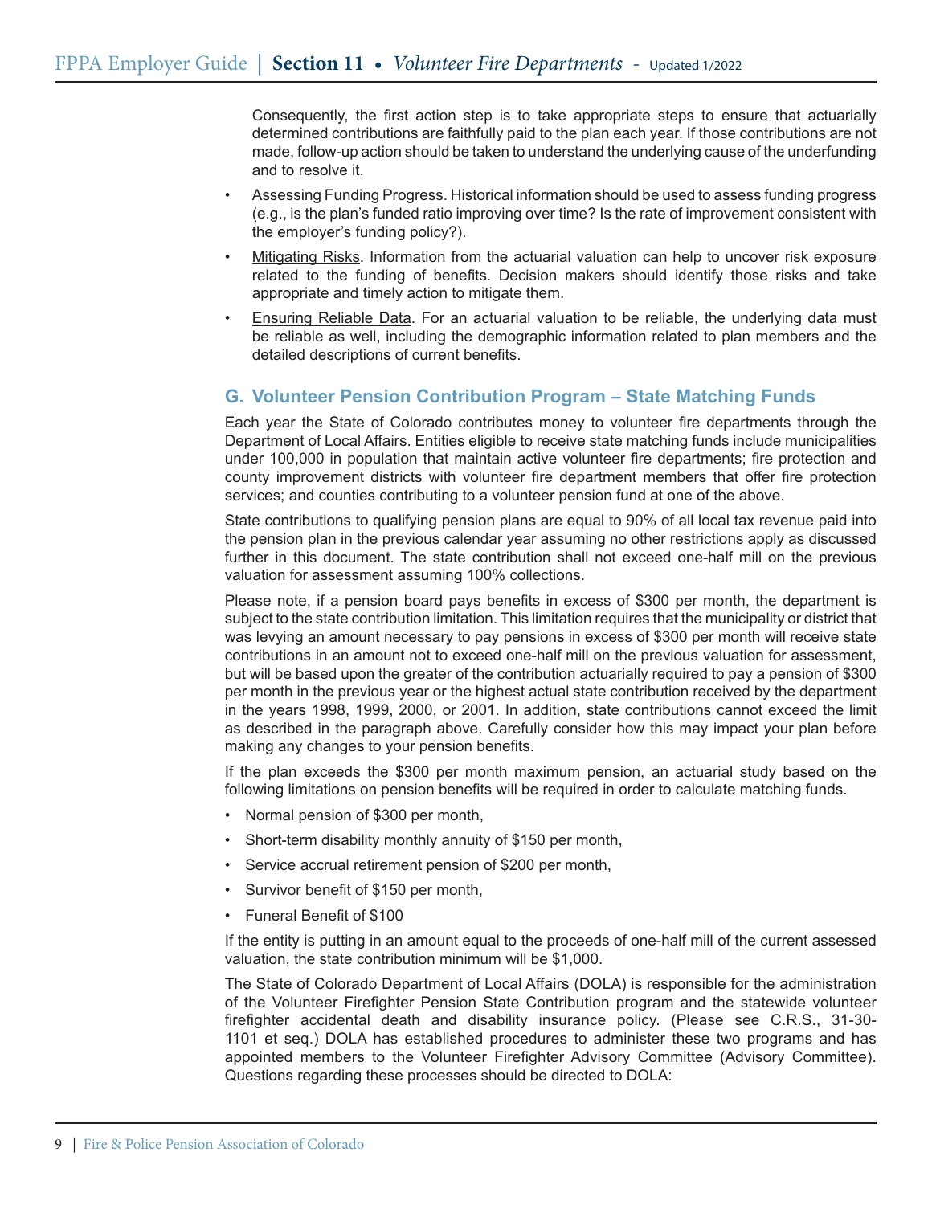Consequently, the first action step is to take appropriate steps to ensure that actuarially determined contributions are faithfully paid to the plan each year. If those contributions are not made, follow-up action should be taken to understand the underlying cause of the underfunding and to resolve it.

- Assessing Funding Progress. Historical information should be used to assess funding progress (e.g., is the plan's funded ratio improving over time? Is the rate of improvement consistent with the employer's funding policy?).
- Mitigating Risks. Information from the actuarial valuation can help to uncover risk exposure related to the funding of benefits. Decision makers should identify those risks and take appropriate and timely action to mitigate them.
- Ensuring Reliable Data. For an actuarial valuation to be reliable, the underlying data must be reliable as well, including the demographic information related to plan members and the detailed descriptions of current benefits.

## G. Volunteer Pension Contribution Program – State Matching Funds

Each year the State of Colorado contributes money to volunteer fire departments through the Department of Local Affairs. Entities eligible to receive state matching funds include municipalities under 100,000 in population that maintain active volunteer fire departments; fire protection and county improvement districts with volunteer fire department members that offer fire protection services; and counties contributing to a volunteer pension fund at one of the above.

State contributions to qualifying pension plans are equal to 90% of all local tax revenue paid into the pension plan in the previous calendar year assuming no other restrictions apply as discussed further in this document. The state contribution shall not exceed one-half mill on the previous valuation for assessment assuming 100% collections.

Please note, if a pension board pays benefits in excess of $300 per month, the department is subject to the state contribution limitation. This limitation requires that the municipality or district that was levying an amount necessary to pay pensions in excess of $300 per month will receive state contributions in an amount not to exceed one-half mill on the previous valuation for assessment, but will be based upon the greater of the contribution actuarially required to pay a pension of $300 per month in the previous year or the highest actual state contribution received by the department in the years 1998, 1999, 2000, or 2001. In addition, state contributions cannot exceed the limit as described in the paragraph above. Carefully consider how this may impact your plan before making any changes to your pension benefits.

If the plan exceeds the $300 per month maximum pension, an actuarial study based on the following limitations on pension benefits will be required in order to calculate matching funds.

- Normal pension of $300 per month,
- Short-term disability monthly annuity of $150 per month,
- Service accrual retirement pension of $200 per month,
- Survivor benefit of $150 per month,
- Funeral Benefit of $100

If the entity is putting in an amount equal to the proceeds of one-half mill of the current assessed valuation, the state contribution minimum will be $1,000.

The State of Colorado Department of Local Affairs (DOLA) is responsible for the administration of the Volunteer Firefighter Pension State Contribution program and the statewide volunteer firefighter accidental death and disability insurance policy. (Please see C.R.S., 31-30-1101 et seq.) DOLA has established procedures to administer these two programs and has appointed members to the Volunteer Firefighter Advisory Committee (Advisory Committee). Questions regarding these processes should be directed to DOLA: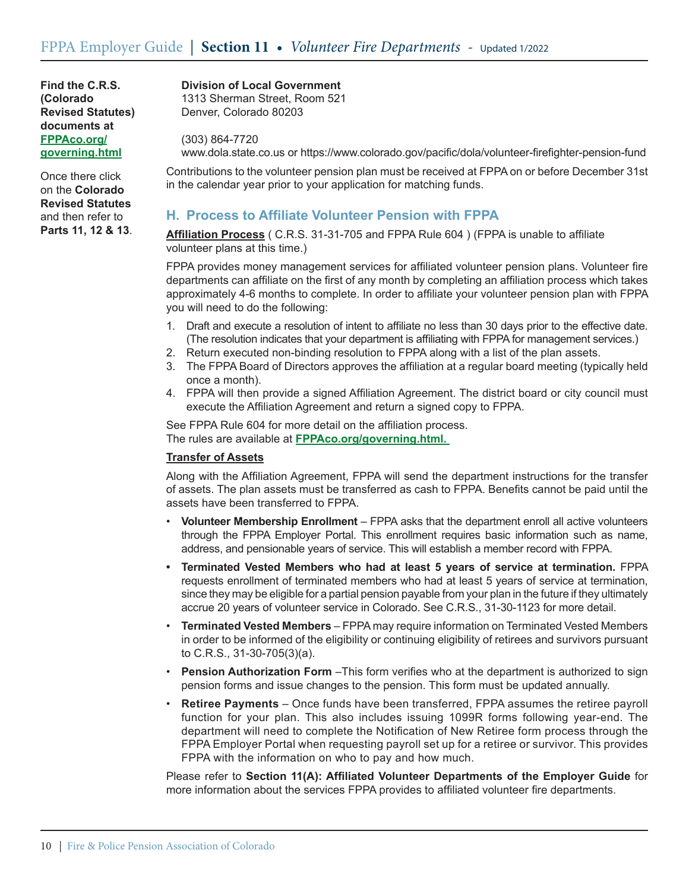Find the C.R.S. (Colorado Revised Statutes) documents at **FPPAco.org/governing.html**

Once there click on the **Colorado Revised Statutes** and then refer to **Parts 11, 12 & 13**.

**Division of Local Government**
1313 Sherman Street, Room 521
Denver, Colorado 80203

(303) 864-7720
www.dola.state.co.us or https://www.colorado.gov/pacific/dola/volunteer-firefighter-pension-fund

Contributions to the volunteer pension plan must be received at FPPA on or before December 31st in the calendar year prior to your application for matching funds.

## H. Process to Affiliate Volunteer Pension with FPPA

**Affiliation Process** ( C.R.S. 31-31-705 and FPPA Rule 604 ) (FPPA is unable to affiliate volunteer plans at this time.)

FPPA provides money management services for affiliated volunteer pension plans. Volunteer fire departments can affiliate on the first of any month by completing an affiliation process which takes approximately 4-6 months to complete. In order to affiliate your volunteer pension plan with FPPA you will need to do the following:

1. Draft and execute a resolution of intent to affiliate no less than 30 days prior to the effective date. (The resolution indicates that your department is affiliating with FPPA for management services.)
2. Return executed non-binding resolution to FPPA along with a list of the plan assets.
3. The FPPA Board of Directors approves the affiliation at a regular board meeting (typically held once a month).
4. FPPA will then provide a signed Affiliation Agreement. The district board or city council must execute the Affiliation Agreement and return a signed copy to FPPA.

See FPPA Rule 604 for more detail on the affiliation process.
The rules are available at **FPPAco.org/governing.html.**

**Transfer of Assets**

Along with the Affiliation Agreement, FPPA will send the department instructions for the transfer of assets. The plan assets must be transferred as cash to FPPA. Benefits cannot be paid until the assets have been transferred to FPPA.

- **Volunteer Membership Enrollment** – FPPA asks that the department enroll all active volunteers through the FPPA Employer Portal. This enrollment requires basic information such as name, address, and pensionable years of service. This will establish a member record with FPPA.
- **Terminated Vested Members who had at least 5 years of service at termination.** FPPA requests enrollment of terminated members who had at least 5 years of service at termination, since they may be eligible for a partial pension payable from your plan in the future if they ultimately accrue 20 years of volunteer service in Colorado. See C.R.S., 31-30-1123 for more detail.
- **Terminated Vested Members** – FPPA may require information on Terminated Vested Members in order to be informed of the eligibility or continuing eligibility of retirees and survivors pursuant to C.R.S., 31-30-705(3)(a).
- **Pension Authorization Form** –This form verifies who at the department is authorized to sign pension forms and issue changes to the pension. This form must be updated annually.
- **Retiree Payments** – Once funds have been transferred, FPPA assumes the retiree payroll function for your plan. This also includes issuing 1099R forms following year-end. The department will need to complete the Notification of New Retiree form process through the FPPA Employer Portal when requesting payroll set up for a retiree or survivor. This provides FPPA with the information on who to pay and how much.

Please refer to **Section 11(A): Affiliated Volunteer Departments of the Employer Guide** for more information about the services FPPA provides to affiliated volunteer fire departments.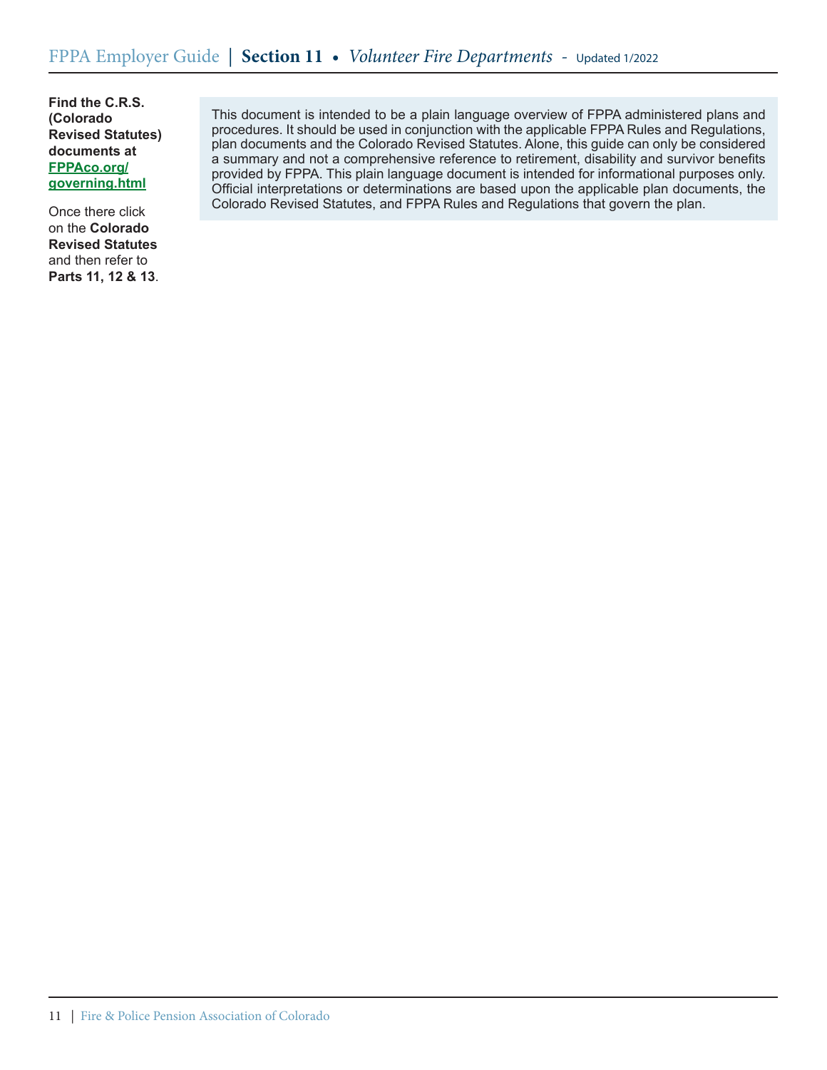**Find the C.R.S. (Colorado Revised Statutes) documents at FPPAco.org/governing.html**

Once there click on the **Colorado Revised Statutes** and then refer to **Parts 11, 12 & 13**.

This document is intended to be a plain language overview of FPPA administered plans and procedures. It should be used in conjunction with the applicable FPPA Rules and Regulations, plan documents and the Colorado Revised Statutes. Alone, this guide can only be considered a summary and not a comprehensive reference to retirement, disability and survivor benefits provided by FPPA. This plain language document is intended for informational purposes only. Official interpretations or determinations are based upon the applicable plan documents, the Colorado Revised Statutes, and FPPA Rules and Regulations that govern the plan.